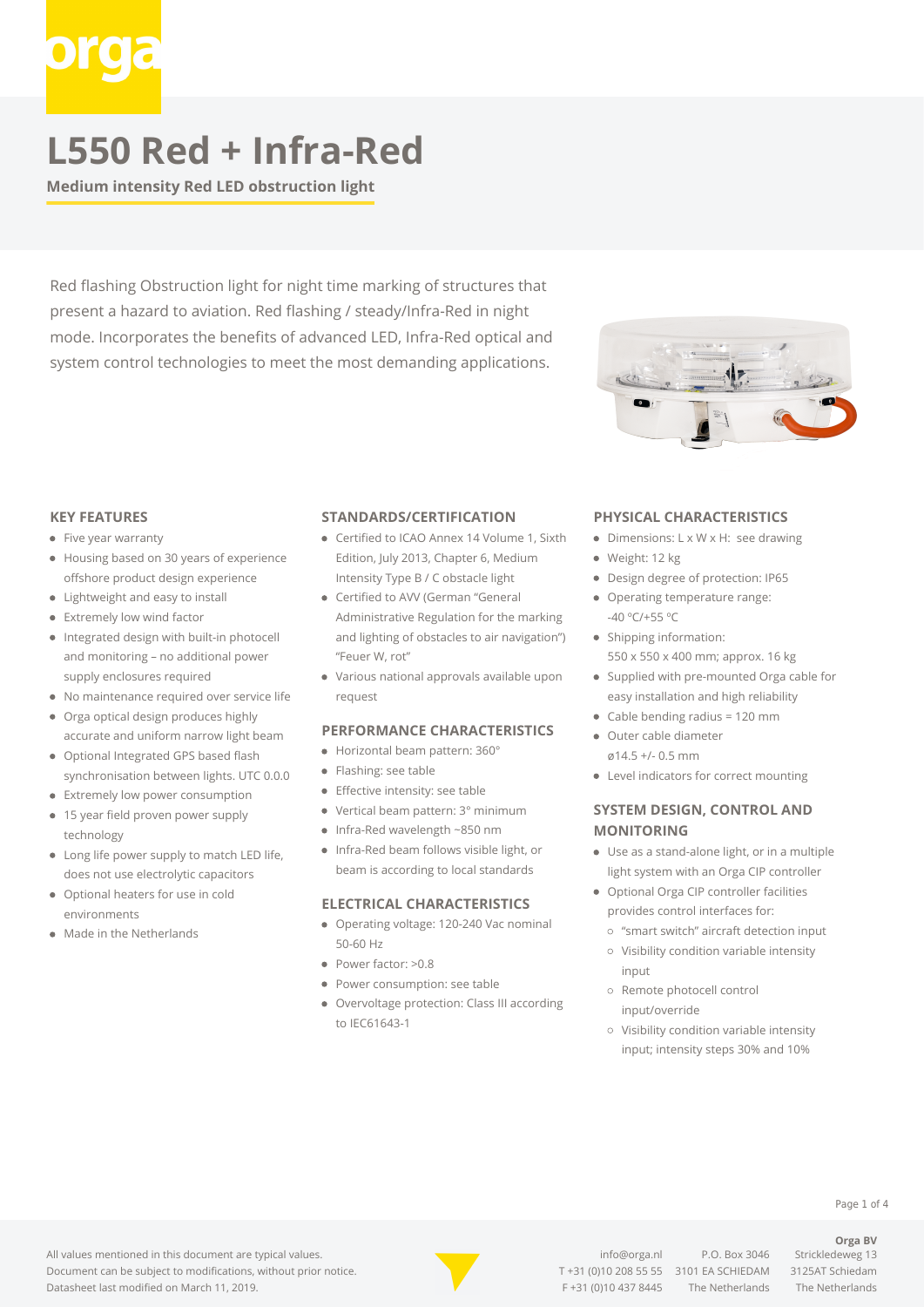# L550 Red + Infra-Red

**Medium intensity Red LED obstruction light**

Red flashing Obstruction light for night time marking of structures that present a hazard to aviation. Red flashing / steady/Infra-Red in night mode. Incorporates the benefits of advanced LED, Infra-Red optical and system control technologies to meet the most demanding applications.

## KEY FEATURES

- Five year warranty
- Housing based on 30 years of experience offshore product design experience
- Lightweight and easy to install
- Extremely low wind factor
- Integrated design with built-in photocell and monitoring – no additional power supply enclosures required
- No maintenance required over service life
- Orga optical design produces highly accurate and uniform narrow light beam
- Optional Integrated GPS based flash synchronisation between lights. UTC 0.0.0
- Extremely low power consumption
- 15 year field proven power supply technology
- Long life power supply to match LED life, does not use electrolytic capacitors
- Optional heaters for use in cold environments
- Made in the Netherlands

## STANDARDS/CERTIFICATION

- Certified to ICAO Annex 14 Volume 1, Sixth Edition, July 2013, Chapter 6, Medium Intensity Type B / C obstacle light
- Certified to AVV (German "General Administrative Regulation for the marking and lighting of obstacles to air navigation") "Feuer W, rot"
- Various national approvals available upon request

## PERFORMANCE CHARACTERISTICS

- Horizontal beam pattern: 360°
- Flashing: see table
- Effective intensity: see table
- Vertical beam pattern: 3° minimum
- Infra-Red wavelength ~850 nm
- Infra-Red beam follows visible light, or beam is according to local standards

## ELECTRICAL CHARACTERISTICS

- Operating voltage: 120-240 Vac nominal 50-60 Hz
- Power factor: >0.8
- Power consumption: see table
- Overvoltage protection: Class III according to IEC61643-1

## PHYSICAL CHARACTERISTICS

- Dimensions: L x W x H: see drawing
- Weight: 12 kg
- Design degree of protection: IP65
- Operating temperature range: -40 ºC/+55 ºC
- Shipping information: 550 x 550 x 400 mm; approx. 16 kg
- Supplied with pre-mounted Orga cable for easy installation and high reliability
- Cable bending radius = 120 mm
- Outer cable diameter ø14.5 +/- 0.5 mm
- Level indicators for correct mounting

## SYSTEM DESIGN, CONTROL AND MONITORING

- Use as a stand-alone light, or in a multiple light system with an Orga CIP controller
- Optional Orga CIP controller facilities provides control interfaces for:
  - "smart switch" aircraft detection input
  - Visibility condition variable intensity input
  - Remote photocell control input/override
  - Visibility condition variable intensity input; intensity steps 30% and 10%

All values mentioned in this document are typical values. Document can be subject to modifications, without prior notice. Datasheet last modified on March 11, 2019.

info@orga.nl
T +31 (0)10 208 55 55
F +31 (0)10 437 8445

P.O. Box 3046
3101 EA SCHIEDAM
The Netherlands

**Orga BV**
Strickledeweg 13
3125AT Schiedam
The Netherlands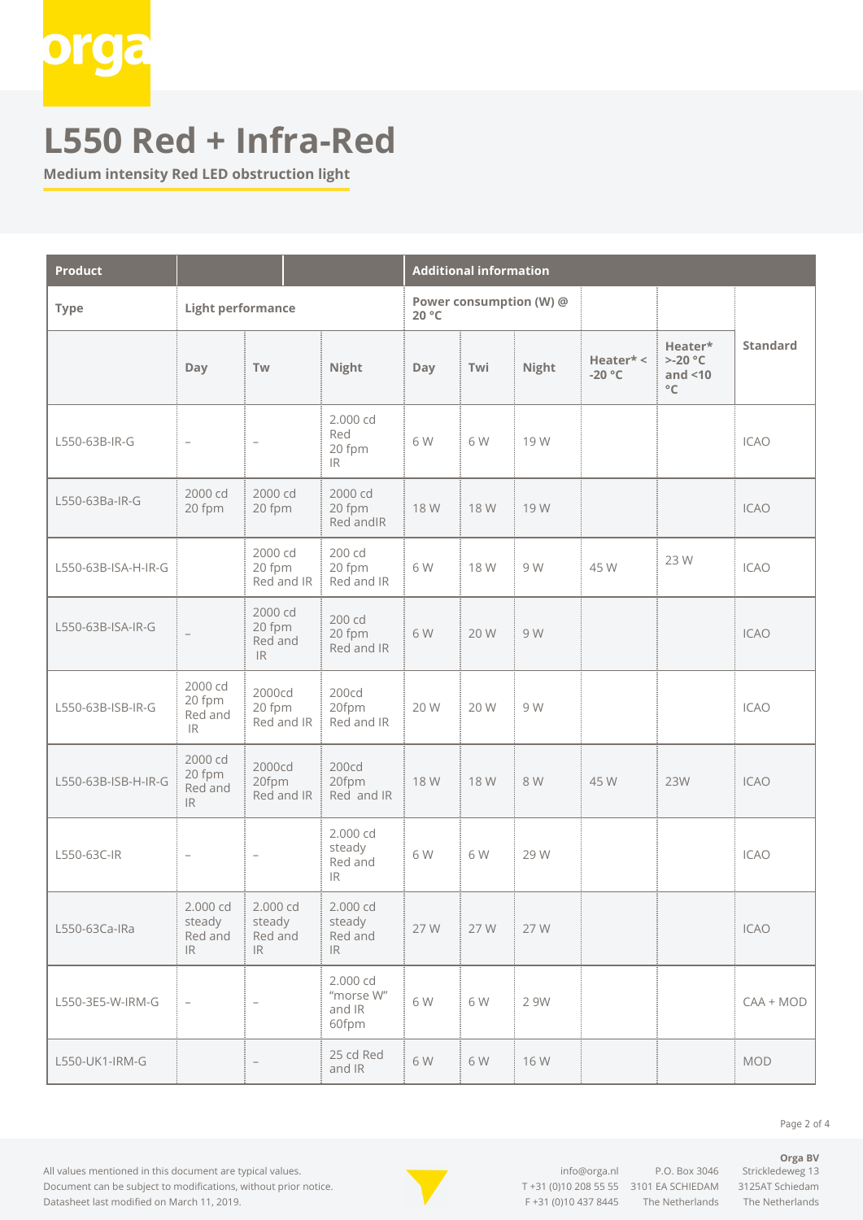# L550 Red + Infra-Red

**Medium intensity Red LED obstruction light**

| Product | | | | Additional information | | | | | |
|---|---|---|---|---|---|---|---|---|---|
| Type | Light performance | | | Power consumption (W) @ 20 °C | | | | | Standard |
| | Day | Tw | Night | Day | Twi | Night | Heater* < -20 °C | Heater* >-20 °C and <10 °C | |
| L550-63B-IR-G | – | – | 2.000 cd Red 20 fpm IR | 6 W | 6 W | 19 W | | | ICAO |
| L550-63Ba-IR-G | 2000 cd 20 fpm | 2000 cd 20 fpm | 2000 cd 20 fpm Red andIR | 18 W | 18 W | 19 W | | | ICAO |
| L550-63B-ISA-H-IR-G | | 2000 cd 20 fpm Red and IR | 200 cd 20 fpm Red and IR | 6 W | 18 W | 9 W | 45 W | 23 W | ICAO |
| L550-63B-ISA-IR-G | – | 2000 cd 20 fpm Red and IR | 200 cd 20 fpm Red and IR | 6 W | 20 W | 9 W | | | ICAO |
| L550-63B-ISB-IR-G | 2000 cd 20 fpm Red and IR | 2000cd 20 fpm Red and IR | 200cd 20fpm Red and IR | 20 W | 20 W | 9 W | | | ICAO |
| L550-63B-ISB-H-IR-G | 2000 cd 20 fpm Red and IR | 2000cd 20fpm Red and IR | 200cd 20fpm Red and IR | 18 W | 18 W | 8 W | 45 W | 23W | ICAO |
| L550-63C-IR | – | – | 2.000 cd steady Red and IR | 6 W | 6 W | 29 W | | | ICAO |
| L550-63Ca-IRa | 2.000 cd steady Red and IR | 2.000 cd steady Red and IR | 2.000 cd steady Red and IR | 27 W | 27 W | 27 W | | | ICAO |
| L550-3E5-W-IRM-G | – | – | 2.000 cd "morse W" and IR 60fpm | 6 W | 6 W | 2 9W | | | CAA + MOD |
| L550-UK1-IRM-G | | – | 25 cd Red and IR | 6 W | 6 W | 16 W | | | MOD |

All values mentioned in this document are typical values.
Document can be subject to modifications, without prior notice.
Datasheet last modified on March 11, 2019.

info@orga.nl
T +31 (0)10 208 55 55
F +31 (0)10 437 8445

P.O. Box 3046
3101 EA SCHIEDAM
The Netherlands

**Orga BV**
Strickledeweg 13
3125AT Schiedam
The Netherlands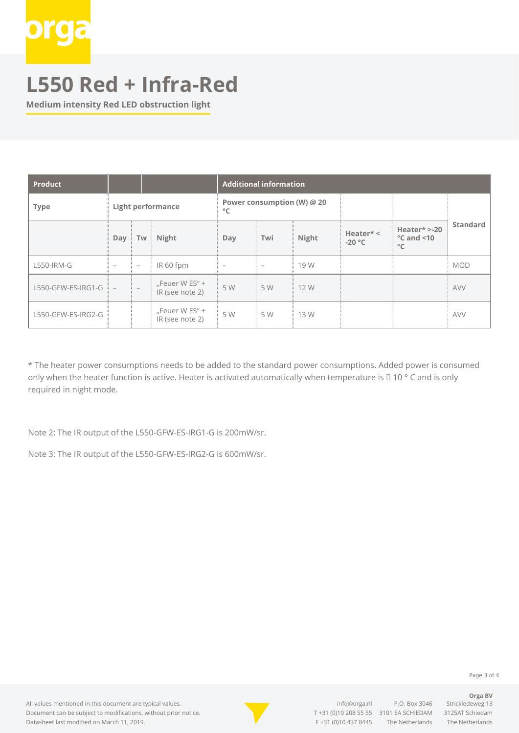# L550 Red + Infra-Red

**Medium intensity Red LED obstruction light**

| Product | | | | Additional information | | | | | |
|---|---|---|---|---|---|---|---|---|---|
| Type | Light performance | | | Power consumption (W) @ 20 °C | | | | | Standard |
| | Day | Tw | Night | Day | Twi | Night | Heater* < -20 °C | Heater* >-20 °C and <10 °C | |
| L550-IRM-G | – | – | IR 60 fpm | – | – | 19 W | | | MOD |
| L550-GFW-ES-IRG1-G | – | – | „Feuer W ES" + IR (see note 2) | 5 W | 5 W | 12 W | | | AVV |
| L550-GFW-ES-IRG2-G | | | „Feuer W ES" + IR (see note 2) | 5 W | 5 W | 13 W | | | AVV |

* The heater power consumptions needs to be added to the standard power consumptions. Added power is consumed only when the heater function is active. Heater is activated automatically when temperature is  10 ° C and is only required in night mode.

Note 2: The IR output of the L550-GFW-ES-IRG1-G is 200mW/sr.

Note 3: The IR output of the L550-GFW-ES-IRG2-G is 600mW/sr.

All values mentioned in this document are typical values.
Document can be subject to modifications, without prior notice.
Datasheet last modified on March 11, 2019.

info@orga.nl
T +31 (0)10 208 55 55
F +31 (0)10 437 8445

P.O. Box 3046
3101 EA SCHIEDAM
The Netherlands

**Orga BV**
Strickledeweg 13
3125AT Schiedam
The Netherlands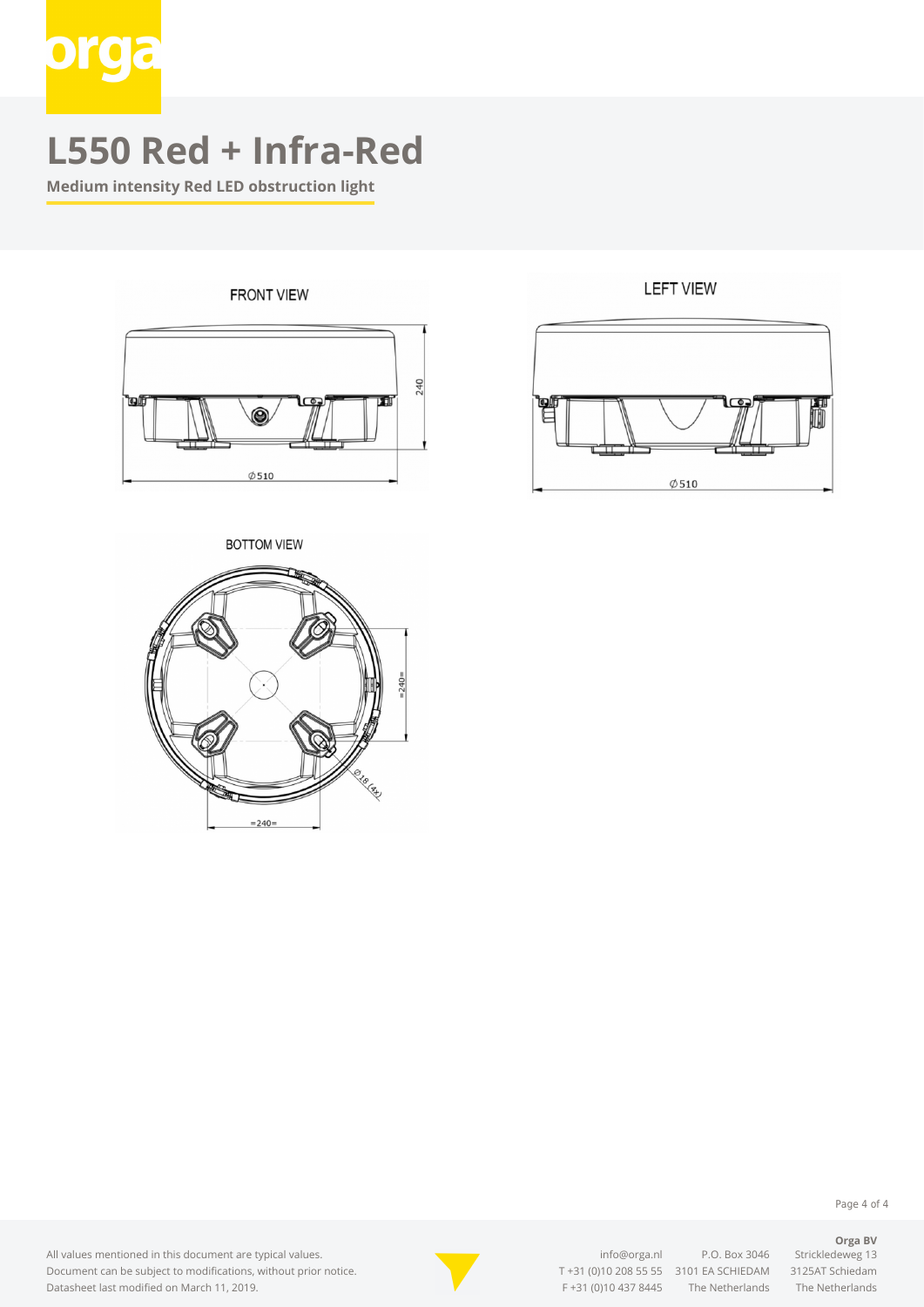# L550 Red + Infra-Red

**Medium intensity Red LED obstruction light**

FRONT VIEW

240

Ø510

LEFT VIEW

Ø510

BOTTOM VIEW

=240=

=240=

Ø18 (4x)

All values mentioned in this document are typical values.
Document can be subject to modifications, without prior notice.
Datasheet last modified on March 11, 2019.

info@orga.nl
T +31 (0)10 208 55 55
F +31 (0)10 437 8445

P.O. Box 3046
3101 EA SCHIEDAM
The Netherlands

**Orga BV**
Strickledeweg 13
3125AT Schiedam
The Netherlands